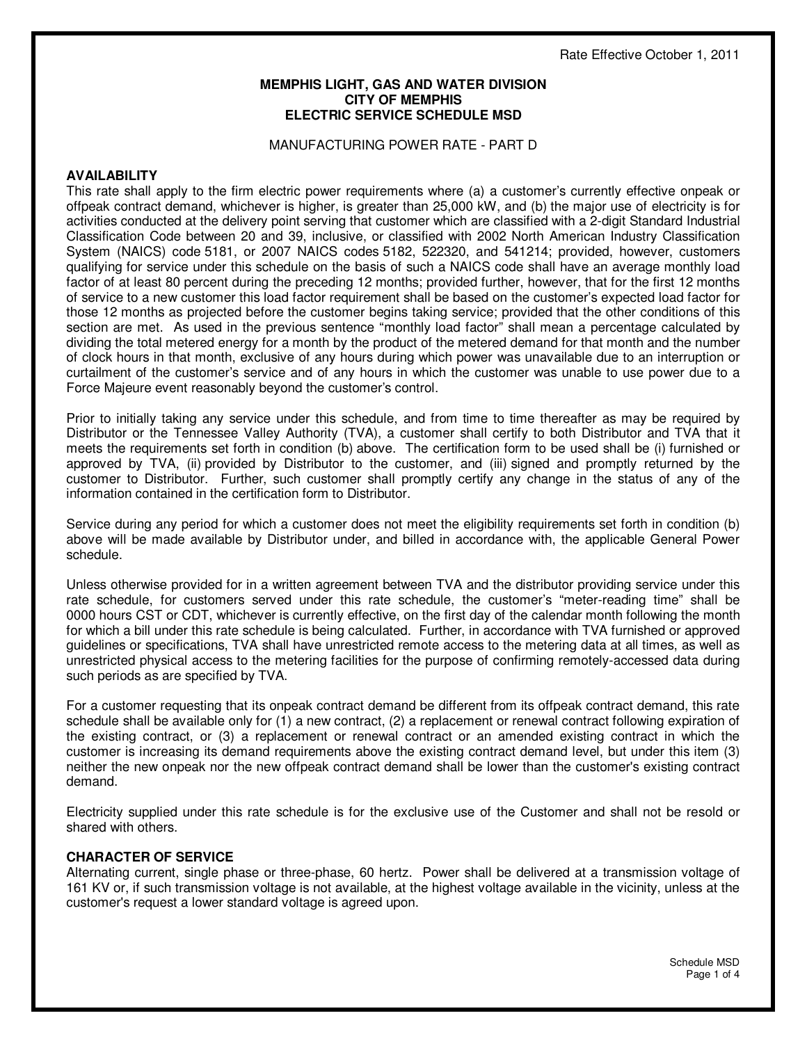Rate Effective October 1, 2011

**MEMPHIS LIGHT, GAS AND WATER DIVISION**
**CITY OF MEMPHIS**
**ELECTRIC SERVICE SCHEDULE MSD**

MANUFACTURING POWER RATE - PART D

## AVAILABILITY

This rate shall apply to the firm electric power requirements where (a) a customer's currently effective onpeak or offpeak contract demand, whichever is higher, is greater than 25,000 kW, and (b) the major use of electricity is for activities conducted at the delivery point serving that customer which are classified with a 2-digit Standard Industrial Classification Code between 20 and 39, inclusive, or classified with 2002 North American Industry Classification System (NAICS) code 5181, or 2007 NAICS codes 5182, 522320, and 541214; provided, however, customers qualifying for service under this schedule on the basis of such a NAICS code shall have an average monthly load factor of at least 80 percent during the preceding 12 months; provided further, however, that for the first 12 months of service to a new customer this load factor requirement shall be based on the customer's expected load factor for those 12 months as projected before the customer begins taking service; provided that the other conditions of this section are met. As used in the previous sentence "monthly load factor" shall mean a percentage calculated by dividing the total metered energy for a month by the product of the metered demand for that month and the number of clock hours in that month, exclusive of any hours during which power was unavailable due to an interruption or curtailment of the customer's service and of any hours in which the customer was unable to use power due to a Force Majeure event reasonably beyond the customer's control.

Prior to initially taking any service under this schedule, and from time to time thereafter as may be required by Distributor or the Tennessee Valley Authority (TVA), a customer shall certify to both Distributor and TVA that it meets the requirements set forth in condition (b) above. The certification form to be used shall be (i) furnished or approved by TVA, (ii) provided by Distributor to the customer, and (iii) signed and promptly returned by the customer to Distributor. Further, such customer shall promptly certify any change in the status of any of the information contained in the certification form to Distributor.

Service during any period for which a customer does not meet the eligibility requirements set forth in condition (b) above will be made available by Distributor under, and billed in accordance with, the applicable General Power schedule.

Unless otherwise provided for in a written agreement between TVA and the distributor providing service under this rate schedule, for customers served under this rate schedule, the customer's "meter-reading time" shall be 0000 hours CST or CDT, whichever is currently effective, on the first day of the calendar month following the month for which a bill under this rate schedule is being calculated. Further, in accordance with TVA furnished or approved guidelines or specifications, TVA shall have unrestricted remote access to the metering data at all times, as well as unrestricted physical access to the metering facilities for the purpose of confirming remotely-accessed data during such periods as are specified by TVA.

For a customer requesting that its onpeak contract demand be different from its offpeak contract demand, this rate schedule shall be available only for (1) a new contract, (2) a replacement or renewal contract following expiration of the existing contract, or (3) a replacement or renewal contract or an amended existing contract in which the customer is increasing its demand requirements above the existing contract demand level, but under this item (3) neither the new onpeak nor the new offpeak contract demand shall be lower than the customer's existing contract demand.

Electricity supplied under this rate schedule is for the exclusive use of the Customer and shall not be resold or shared with others.

## CHARACTER OF SERVICE

Alternating current, single phase or three-phase, 60 hertz. Power shall be delivered at a transmission voltage of 161 KV or, if such transmission voltage is not available, at the highest voltage available in the vicinity, unless at the customer's request a lower standard voltage is agreed upon.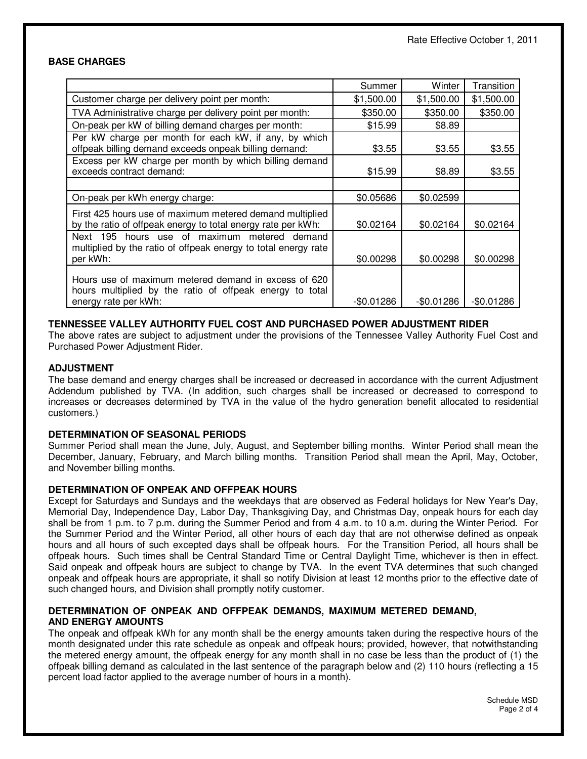Rate Effective October 1, 2011

**BASE CHARGES**

| | Summer | Winter | Transition |
|---|---|---|---|
| Customer charge per delivery point per month: | $1,500.00 | $1,500.00 | $1,500.00 |
| TVA Administrative charge per delivery point per month: | $350.00 | $350.00 | $350.00 |
| On-peak per kW of billing demand charges per month: | $15.99 | $8.89 | |
| Per kW charge per month for each kW, if any, by which offpeak billing demand exceeds onpeak billing demand: | $3.55 | $3.55 | $3.55 |
| Excess per kW charge per month by which billing demand exceeds contract demand: | $15.99 | $8.89 | $3.55 |
| | | | |
| On-peak per kWh energy charge: | $0.05686 | $0.02599 | |
| First 425 hours use of maximum metered demand multiplied by the ratio of offpeak energy to total energy rate per kWh: | $0.02164 | $0.02164 | $0.02164 |
| Next 195 hours use of maximum metered demand multiplied by the ratio of offpeak energy to total energy rate per kWh: | $0.00298 | $0.00298 | $0.00298 |
| Hours use of maximum metered demand in excess of 620 hours multiplied by the ratio of offpeak energy to total energy rate per kWh: | -$0.01286 | -$0.01286 | -$0.01286 |

**TENNESSEE VALLEY AUTHORITY FUEL COST AND PURCHASED POWER ADJUSTMENT RIDER**

The above rates are subject to adjustment under the provisions of the Tennessee Valley Authority Fuel Cost and Purchased Power Adjustment Rider.

**ADJUSTMENT**

The base demand and energy charges shall be increased or decreased in accordance with the current Adjustment Addendum published by TVA. (In addition, such charges shall be increased or decreased to correspond to increases or decreases determined by TVA in the value of the hydro generation benefit allocated to residential customers.)

**DETERMINATION OF SEASONAL PERIODS**

Summer Period shall mean the June, July, August, and September billing months. Winter Period shall mean the December, January, February, and March billing months. Transition Period shall mean the April, May, October, and November billing months.

**DETERMINATION OF ONPEAK AND OFFPEAK HOURS**

Except for Saturdays and Sundays and the weekdays that are observed as Federal holidays for New Year's Day, Memorial Day, Independence Day, Labor Day, Thanksgiving Day, and Christmas Day, onpeak hours for each day shall be from 1 p.m. to 7 p.m. during the Summer Period and from 4 a.m. to 10 a.m. during the Winter Period. For the Summer Period and the Winter Period, all other hours of each day that are not otherwise defined as onpeak hours and all hours of such excepted days shall be offpeak hours. For the Transition Period, all hours shall be offpeak hours. Such times shall be Central Standard Time or Central Daylight Time, whichever is then in effect. Said onpeak and offpeak hours are subject to change by TVA. In the event TVA determines that such changed onpeak and offpeak hours are appropriate, it shall so notify Division at least 12 months prior to the effective date of such changed hours, and Division shall promptly notify customer.

**DETERMINATION OF ONPEAK AND OFFPEAK DEMANDS, MAXIMUM METERED DEMAND, AND ENERGY AMOUNTS**

The onpeak and offpeak kWh for any month shall be the energy amounts taken during the respective hours of the month designated under this rate schedule as onpeak and offpeak hours; provided, however, that notwithstanding the metered energy amount, the offpeak energy for any month shall in no case be less than the product of (1) the offpeak billing demand as calculated in the last sentence of the paragraph below and (2) 110 hours (reflecting a 15 percent load factor applied to the average number of hours in a month).

Schedule MSD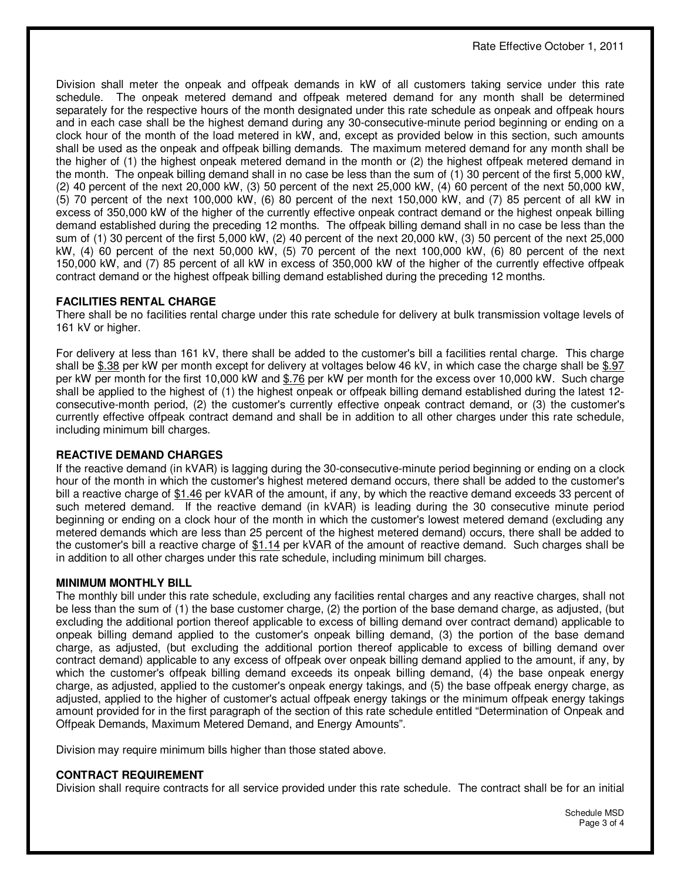Division shall meter the onpeak and offpeak demands in kW of all customers taking service under this rate schedule. The onpeak metered demand and offpeak metered demand for any month shall be determined separately for the respective hours of the month designated under this rate schedule as onpeak and offpeak hours and in each case shall be the highest demand during any 30-consecutive-minute period beginning or ending on a clock hour of the month of the load metered in kW, and, except as provided below in this section, such amounts shall be used as the onpeak and offpeak billing demands. The maximum metered demand for any month shall be the higher of (1) the highest onpeak metered demand in the month or (2) the highest offpeak metered demand in the month. The onpeak billing demand shall in no case be less than the sum of (1) 30 percent of the first 5,000 kW, (2) 40 percent of the next 20,000 kW, (3) 50 percent of the next 25,000 kW, (4) 60 percent of the next 50,000 kW, (5) 70 percent of the next 100,000 kW, (6) 80 percent of the next 150,000 kW, and (7) 85 percent of all kW in excess of 350,000 kW of the higher of the currently effective onpeak contract demand or the highest onpeak billing demand established during the preceding 12 months. The offpeak billing demand shall in no case be less than the sum of (1) 30 percent of the first 5,000 kW, (2) 40 percent of the next 20,000 kW, (3) 50 percent of the next 25,000 kW, (4) 60 percent of the next 50,000 kW, (5) 70 percent of the next 100,000 kW, (6) 80 percent of the next 150,000 kW, and (7) 85 percent of all kW in excess of 350,000 kW of the higher of the currently effective offpeak contract demand or the highest offpeak billing demand established during the preceding 12 months.

**FACILITIES RENTAL CHARGE**

There shall be no facilities rental charge under this rate schedule for delivery at bulk transmission voltage levels of 161 kV or higher.

For delivery at less than 161 kV, there shall be added to the customer's bill a facilities rental charge. This charge shall be $.38 per kW per month except for delivery at voltages below 46 kV, in which case the charge shall be $.97 per kW per month for the first 10,000 kW and $.76 per kW per month for the excess over 10,000 kW. Such charge shall be applied to the highest of (1) the highest onpeak or offpeak billing demand established during the latest 12-consecutive-month period, (2) the customer's currently effective onpeak contract demand, or (3) the customer's currently effective offpeak contract demand and shall be in addition to all other charges under this rate schedule, including minimum bill charges.

**REACTIVE DEMAND CHARGES**

If the reactive demand (in kVAR) is lagging during the 30-consecutive-minute period beginning or ending on a clock hour of the month in which the customer's highest metered demand occurs, there shall be added to the customer's bill a reactive charge of $1.46 per kVAR of the amount, if any, by which the reactive demand exceeds 33 percent of such metered demand. If the reactive demand (in kVAR) is leading during the 30 consecutive minute period beginning or ending on a clock hour of the month in which the customer's lowest metered demand (excluding any metered demands which are less than 25 percent of the highest metered demand) occurs, there shall be added to the customer's bill a reactive charge of $1.14 per kVAR of the amount of reactive demand. Such charges shall be in addition to all other charges under this rate schedule, including minimum bill charges.

**MINIMUM MONTHLY BILL**

The monthly bill under this rate schedule, excluding any facilities rental charges and any reactive charges, shall not be less than the sum of (1) the base customer charge, (2) the portion of the base demand charge, as adjusted, (but excluding the additional portion thereof applicable to excess of billing demand over contract demand) applicable to onpeak billing demand applied to the customer's onpeak billing demand, (3) the portion of the base demand charge, as adjusted, (but excluding the additional portion thereof applicable to excess of billing demand over contract demand) applicable to any excess of offpeak over onpeak billing demand applied to the amount, if any, by which the customer's offpeak billing demand exceeds its onpeak billing demand, (4) the base onpeak energy charge, as adjusted, applied to the customer's onpeak energy takings, and (5) the base offpeak energy charge, as adjusted, applied to the higher of customer's actual offpeak energy takings or the minimum offpeak energy takings amount provided for in the first paragraph of the section of this rate schedule entitled "Determination of Onpeak and Offpeak Demands, Maximum Metered Demand, and Energy Amounts".

Division may require minimum bills higher than those stated above.

**CONTRACT REQUIREMENT**

Division shall require contracts for all service provided under this rate schedule. The contract shall be for an initial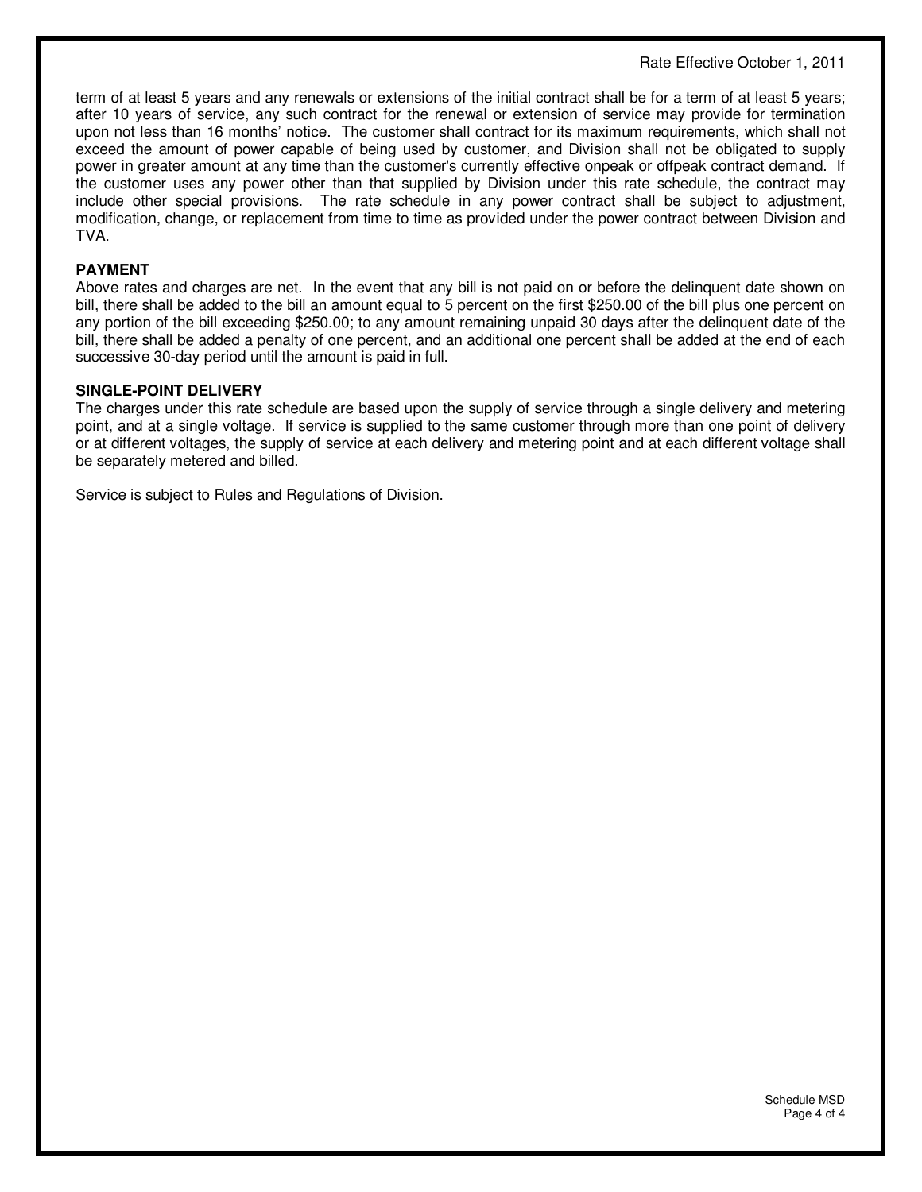term of at least 5 years and any renewals or extensions of the initial contract shall be for a term of at least 5 years; after 10 years of service, any such contract for the renewal or extension of service may provide for termination upon not less than 16 months' notice. The customer shall contract for its maximum requirements, which shall not exceed the amount of power capable of being used by customer, and Division shall not be obligated to supply power in greater amount at any time than the customer's currently effective onpeak or offpeak contract demand. If the customer uses any power other than that supplied by Division under this rate schedule, the contract may include other special provisions. The rate schedule in any power contract shall be subject to adjustment, modification, change, or replacement from time to time as provided under the power contract between Division and TVA.

**PAYMENT**

Above rates and charges are net. In the event that any bill is not paid on or before the delinquent date shown on bill, there shall be added to the bill an amount equal to 5 percent on the first $250.00 of the bill plus one percent on any portion of the bill exceeding $250.00; to any amount remaining unpaid 30 days after the delinquent date of the bill, there shall be added a penalty of one percent, and an additional one percent shall be added at the end of each successive 30-day period until the amount is paid in full.

**SINGLE-POINT DELIVERY**

The charges under this rate schedule are based upon the supply of service through a single delivery and metering point, and at a single voltage. If service is supplied to the same customer through more than one point of delivery or at different voltages, the supply of service at each delivery and metering point and at each different voltage shall be separately metered and billed.

Service is subject to Rules and Regulations of Division.